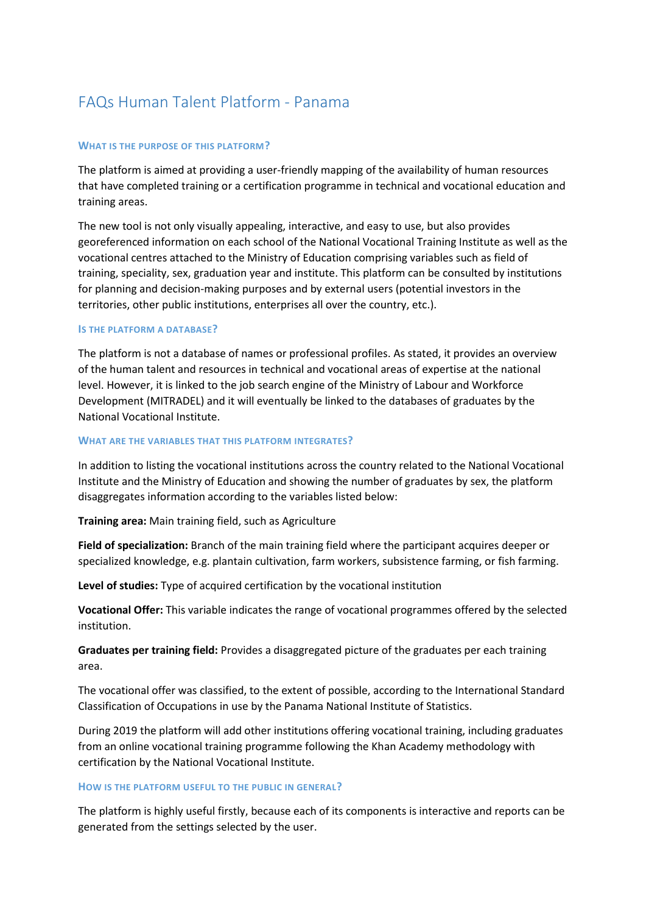# FAQs Human Talent Platform - Panama

### What is the purpose of this platform?

The platform is aimed at providing a user-friendly mapping of the availability of human resources that have completed training or a certification programme in technical and vocational education and training areas.

The new tool is not only visually appealing, interactive, and easy to use, but also provides georeferenced information on each school of the National Vocational Training Institute as well as the vocational centres attached to the Ministry of Education comprising variables such as field of training, speciality, sex, graduation year and institute. This platform can be consulted by institutions for planning and decision-making purposes and by external users (potential investors in the territories, other public institutions, enterprises all over the country, etc.).

### Is the platform a database?

The platform is not a database of names or professional profiles. As stated, it provides an overview of the human talent and resources in technical and vocational areas of expertise at the national level. However, it is linked to the job search engine of the Ministry of Labour and Workforce Development (MITRADEL) and it will eventually be linked to the databases of graduates by the National Vocational Institute.

### What are the variables that this platform integrates?

In addition to listing the vocational institutions across the country related to the National Vocational Institute and the Ministry of Education and showing the number of graduates by sex, the platform disaggregates information according to the variables listed below:

**Training area:** Main training field, such as Agriculture

**Field of specialization:** Branch of the main training field where the participant acquires deeper or specialized knowledge, e.g. plantain cultivation, farm workers, subsistence farming, or fish farming.

**Level of studies:** Type of acquired certification by the vocational institution

**Vocational Offer:** This variable indicates the range of vocational programmes offered by the selected institution.

**Graduates per training field:** Provides a disaggregated picture of the graduates per each training area.

The vocational offer was classified, to the extent of possible, according to the International Standard Classification of Occupations in use by the Panama National Institute of Statistics.

During 2019 the platform will add other institutions offering vocational training, including graduates from an online vocational training programme following the Khan Academy methodology with certification by the National Vocational Institute.

### How is the platform useful to the public in general?

The platform is highly useful firstly, because each of its components is interactive and reports can be generated from the settings selected by the user.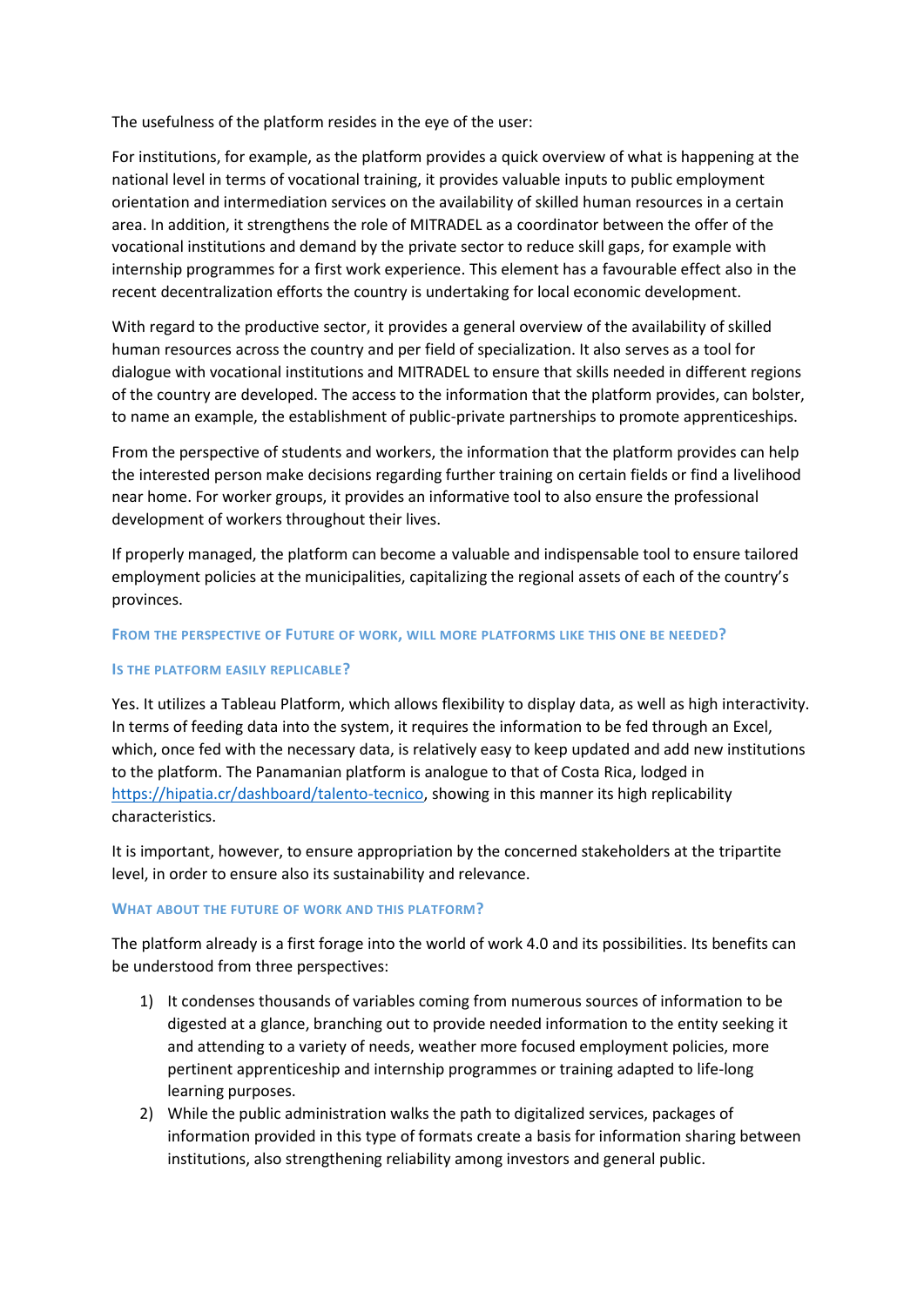The usefulness of the platform resides in the eye of the user:

For institutions, for example, as the platform provides a quick overview of what is happening at the national level in terms of vocational training, it provides valuable inputs to public employment orientation and intermediation services on the availability of skilled human resources in a certain area. In addition, it strengthens the role of MITRADEL as a coordinator between the offer of the vocational institutions and demand by the private sector to reduce skill gaps, for example with internship programmes for a first work experience. This element has a favourable effect also in the recent decentralization efforts the country is undertaking for local economic development.

With regard to the productive sector, it provides a general overview of the availability of skilled human resources across the country and per field of specialization. It also serves as a tool for dialogue with vocational institutions and MITRADEL to ensure that skills needed in different regions of the country are developed. The access to the information that the platform provides, can bolster, to name an example, the establishment of public-private partnerships to promote apprenticeships.

From the perspective of students and workers, the information that the platform provides can help the interested person make decisions regarding further training on certain fields or find a livelihood near home. For worker groups, it provides an informative tool to also ensure the professional development of workers throughout their lives.

If properly managed, the platform can become a valuable and indispensable tool to ensure tailored employment policies at the municipalities, capitalizing the regional assets of each of the country's provinces.

### From the perspective of Future of work, will more platforms like this one be needed?

### Is the platform easily replicable?

Yes. It utilizes a Tableau Platform, which allows flexibility to display data, as well as high interactivity. In terms of feeding data into the system, it requires the information to be fed through an Excel, which, once fed with the necessary data, is relatively easy to keep updated and add new institutions to the platform. The Panamanian platform is analogue to that of Costa Rica, lodged in https://hipatia.cr/dashboard/talento-tecnico, showing in this manner its high replicability characteristics.

It is important, however, to ensure appropriation by the concerned stakeholders at the tripartite level, in order to ensure also its sustainability and relevance.

### What about the future of work and this platform?

The platform already is a first forage into the world of work 4.0 and its possibilities. Its benefits can be understood from three perspectives:

1) It condenses thousands of variables coming from numerous sources of information to be digested at a glance, branching out to provide needed information to the entity seeking it and attending to a variety of needs, weather more focused employment policies, more pertinent apprenticeship and internship programmes or training adapted to life-long learning purposes.
2) While the public administration walks the path to digitalized services, packages of information provided in this type of formats create a basis for information sharing between institutions, also strengthening reliability among investors and general public.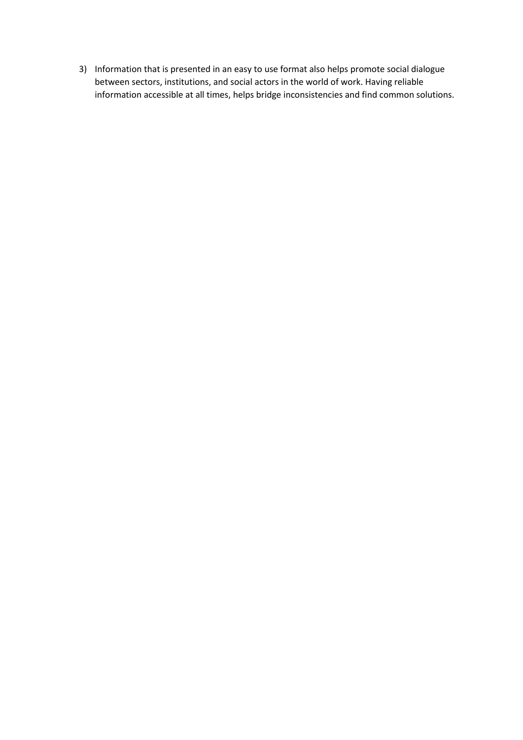3) Information that is presented in an easy to use format also helps promote social dialogue between sectors, institutions, and social actors in the world of work. Having reliable information accessible at all times, helps bridge inconsistencies and find common solutions.